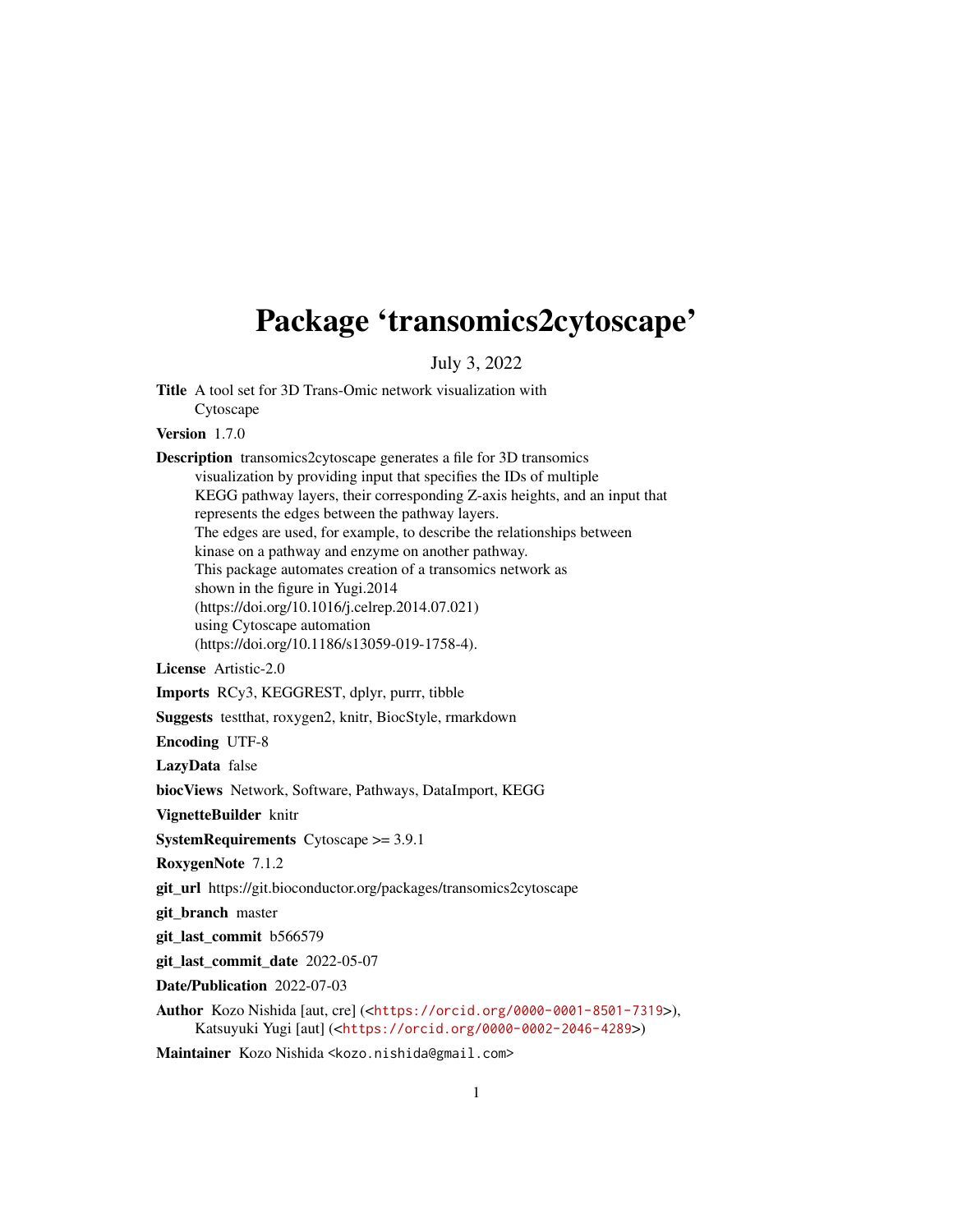# Package ‘transomics2cytoscape’

July 3, 2022

**Title** A tool set for 3D Trans-Omic network visualization with Cytoscape

**Version** 1.7.0

**Description** transomics2cytoscape generates a file for 3D transomics visualization by providing input that specifies the IDs of multiple KEGG pathway layers, their corresponding Z-axis heights, and an input that represents the edges between the pathway layers. The edges are used, for example, to describe the relationships between kinase on a pathway and enzyme on another pathway. This package automates creation of a transomics network as shown in the figure in Yugi.2014 (https://doi.org/10.1016/j.celrep.2014.07.021) using Cytoscape automation (https://doi.org/10.1186/s13059-019-1758-4).

**License** Artistic-2.0

**Imports** RCy3, KEGGREST, dplyr, purrr, tibble

**Suggests** testthat, roxygen2, knitr, BiocStyle, rmarkdown

**Encoding** UTF-8

**LazyData** false

**biocViews** Network, Software, Pathways, DataImport, KEGG

**VignetteBuilder** knitr

**SystemRequirements** Cytoscape >= 3.9.1

**RoxygenNote** 7.1.2

**git_url** https://git.bioconductor.org/packages/transomics2cytoscape

**git_branch** master

**git_last_commit** b566579

**git_last_commit_date** 2022-05-07

**Date/Publication** 2022-07-03

**Author** Kozo Nishida [aut, cre] (<https://orcid.org/0000-0001-8501-7319>), Katsuyuki Yugi [aut] (<https://orcid.org/0000-0002-2046-4289>)

**Maintainer** Kozo Nishida <kozo.nishida@gmail.com>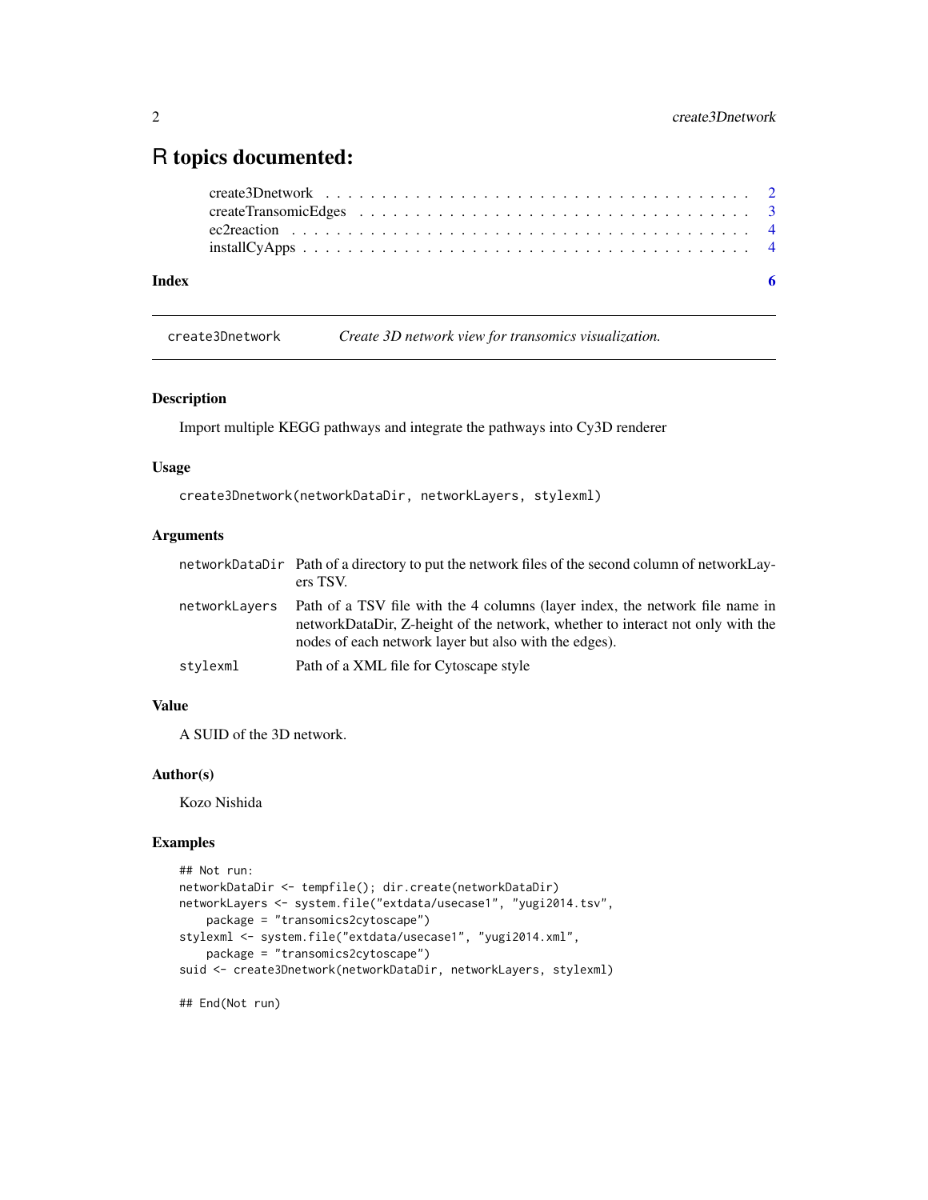# R topics documented:

create3Dnetwork . . . . . . . . . . . . . . . . . . . . . . . . . . . . . . . . . 2
createTransomicEdges . . . . . . . . . . . . . . . . . . . . . . . . . . . . . 3
ec2reaction . . . . . . . . . . . . . . . . . . . . . . . . . . . . . . . . . . . 4
installCyApps . . . . . . . . . . . . . . . . . . . . . . . . . . . . . . . . . 4

**Index** **6**

---

`create3Dnetwork` *Create 3D network view for transomics visualization.*

---

### Description

Import multiple KEGG pathways and integrate the pathways into Cy3D renderer

### Usage

```
create3Dnetwork(networkDataDir, networkLayers, stylexml)
```

### Arguments

| | |
|---|---|
| `networkDataDir` | Path of a directory to put the network files of the second column of networkLayers TSV. |
| `networkLayers` | Path of a TSV file with the 4 columns (layer index, the network file name in networkDataDir, Z-height of the network, whether to interact not only with the nodes of each network layer but also with the edges). |
| `stylexml` | Path of a XML file for Cytoscape style |

### Value

A SUID of the 3D network.

### Author(s)

Kozo Nishida

### Examples

```
## Not run:
networkDataDir <- tempfile(); dir.create(networkDataDir)
networkLayers <- system.file("extdata/usecase1", "yugi2014.tsv",
    package = "transomics2cytoscape")
stylexml <- system.file("extdata/usecase1", "yugi2014.xml",
    package = "transomics2cytoscape")
suid <- create3Dnetwork(networkDataDir, networkLayers, stylexml)

## End(Not run)
```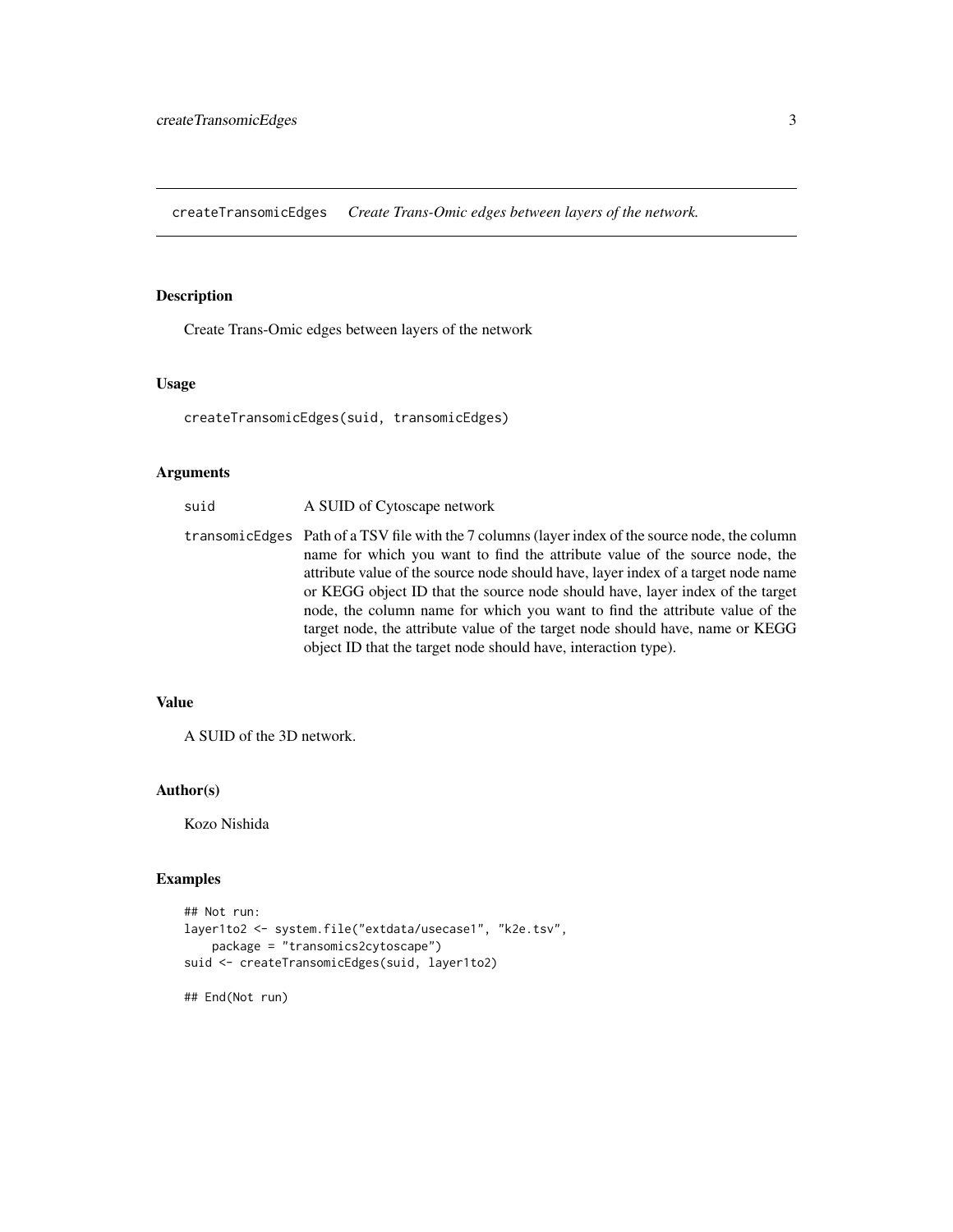## createTransomicEdges *Create Trans-Omic edges between layers of the network.*

### Description

Create Trans-Omic edges between layers of the network

### Usage

```
createTransomicEdges(suid, transomicEdges)
```

### Arguments

| | |
|---|---|
| suid | A SUID of Cytoscape network |
| transomicEdges | Path of a TSV file with the 7 columns (layer index of the source node, the column name for which you want to find the attribute value of the source node, the attribute value of the source node should have, layer index of a target node name or KEGG object ID that the source node should have, layer index of the target node, the column name for which you want to find the attribute value of the target node, the attribute value of the target node should have, name or KEGG object ID that the target node should have, interaction type). |

### Value

A SUID of the 3D network.

### Author(s)

Kozo Nishida

### Examples

```
## Not run:
layer1to2 <- system.file("extdata/usecase1", "k2e.tsv",
    package = "transomics2cytoscape")
suid <- createTransomicEdges(suid, layer1to2)

## End(Not run)
```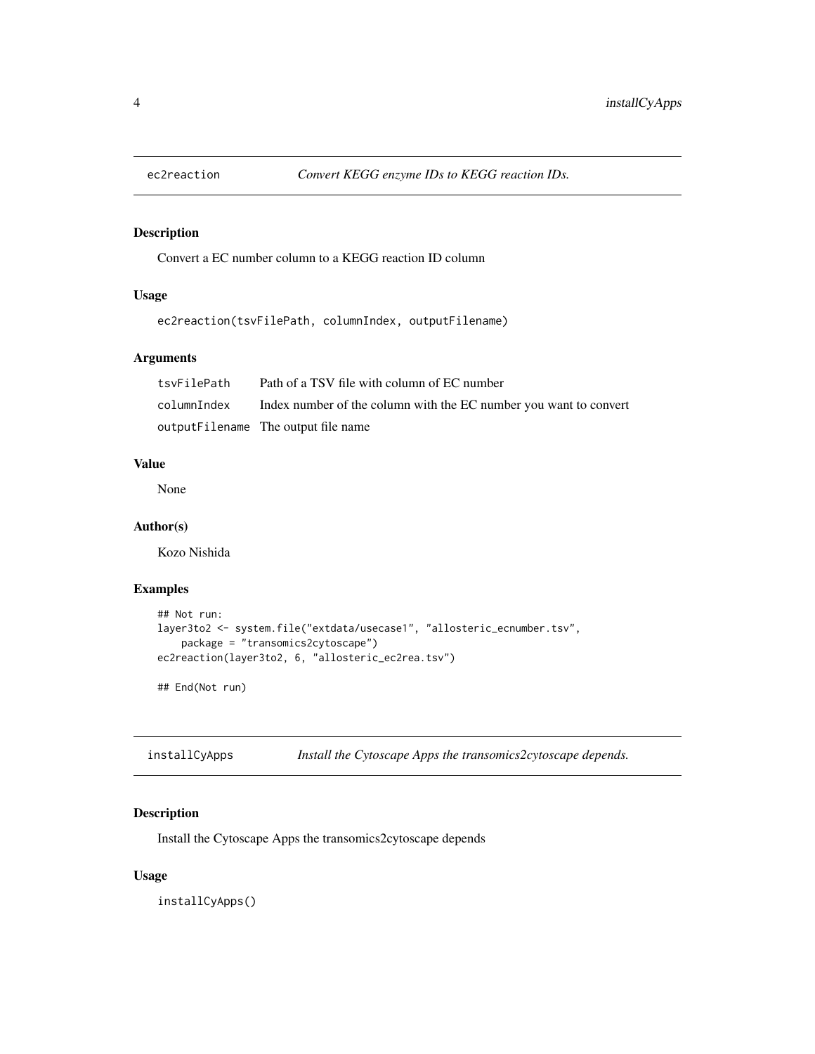## ec2reaction — *Convert KEGG enzyme IDs to KEGG reaction IDs.*

### Description

Convert a EC number column to a KEGG reaction ID column

### Usage

```
ec2reaction(tsvFilePath, columnIndex, outputFilename)
```

### Arguments

| | |
|---|---|
| `tsvFilePath` | Path of a TSV file with column of EC number |
| `columnIndex` | Index number of the column with the EC number you want to convert |
| `outputFilename` | The output file name |

### Value

None

### Author(s)

Kozo Nishida

### Examples

```
## Not run:
layer3to2 <- system.file("extdata/usecase1", "allosteric_ecnumber.tsv",
    package = "transomics2cytoscape")
ec2reaction(layer3to2, 6, "allosteric_ec2rea.tsv")

## End(Not run)
```

## installCyApps — *Install the Cytoscape Apps the transomics2cytoscape depends.*

### Description

Install the Cytoscape Apps the transomics2cytoscape depends

### Usage

```
installCyApps()
```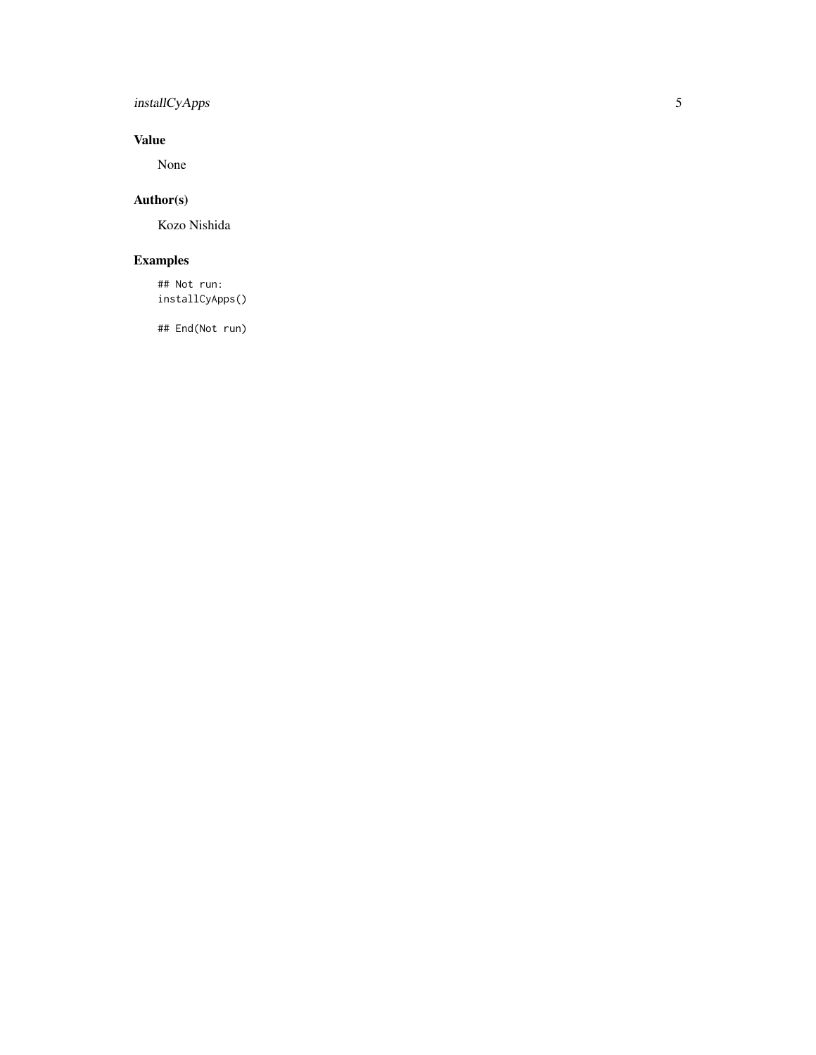## Value

None

## Author(s)

Kozo Nishida

## Examples

```
## Not run:
installCyApps()

## End(Not run)
```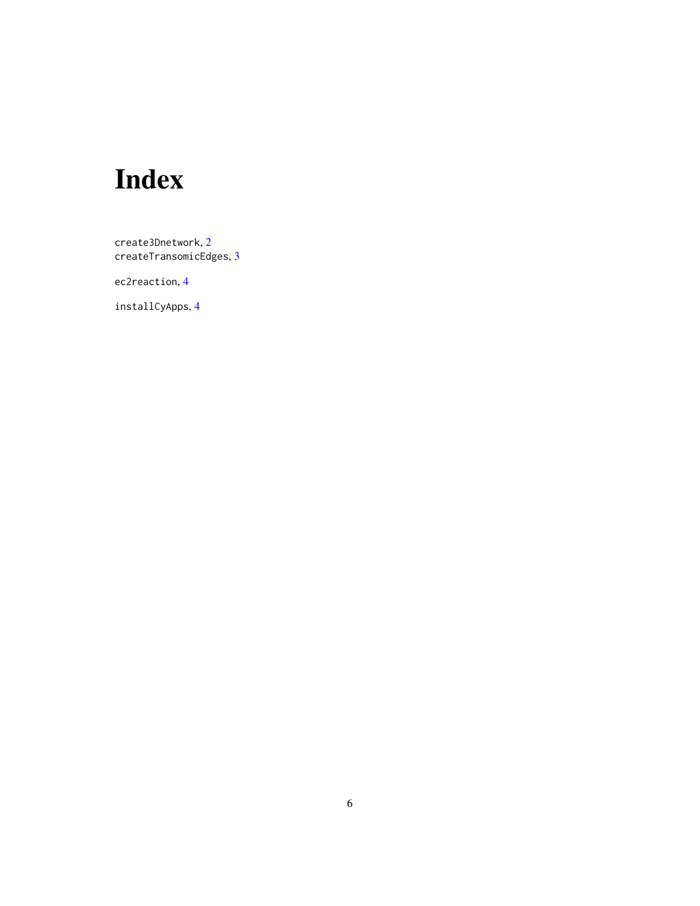# Index

create3Dnetwork, 2
createTransomicEdges, 3

ec2reaction, 4

installCyApps, 4